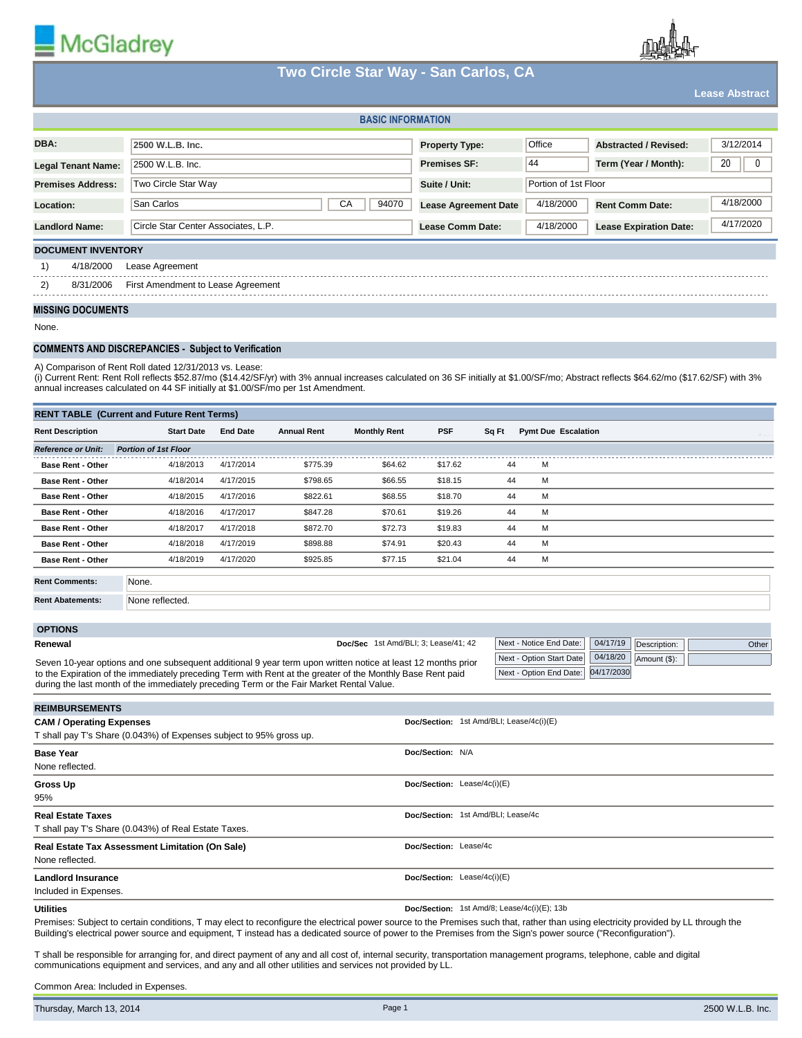McGladrey

# Two Circle Star Way - San Carlos, CA

**Lease Abstract**

## BASIC INFORMATION

| | | | | | |
|---|---|---|---|---|---|
| **DBA:** | 2500 W.L.B. Inc. | **Property Type:** | Office | **Abstracted / Revised:** | 3/12/2014 |
| **Legal Tenant Name:** | 2500 W.L.B. Inc. | **Premises SF:** | 44 | **Term (Year / Month):** | 20 / 0 |
| **Premises Address:** | Two Circle Star Way | **Suite / Unit:** | Portion of 1st Floor | | |
| **Location:** | San Carlos, CA 94070 | **Lease Agreement Date** | 4/18/2000 | **Rent Comm Date:** | 4/18/2000 |
| **Landlord Name:** | Circle Star Center Associates, L.P. | **Lease Comm Date:** | 4/18/2000 | **Lease Expiration Date:** | 4/17/2020 |

## DOCUMENT INVENTORY

1) 4/18/2000 Lease Agreement

2) 8/31/2006 First Amendment to Lease Agreement

## MISSING DOCUMENTS

None.

## COMMENTS AND DISCREPANCIES - Subject to Verification

A) Comparison of Rent Roll dated 12/31/2013 vs. Lease:
(i) Current Rent: Rent Roll reflects $52.87/mo ($14.42/SF/yr) with 3% annual increases calculated on 36 SF initially at $1.00/SF/mo; Abstract reflects $64.62/mo ($17.62/SF) with 3% annual increases calculated on 44 SF initially at $1.00/SF/mo per 1st Amendment.

## RENT TABLE (Current and Future Rent Terms)

| Rent Description | Start Date | End Date | Annual Rent | Monthly Rent | PSF | Sq Ft | Pymt Due | Escalation |
|---|---|---|---|---|---|---|---|---|
| *Reference or Unit:* | *Portion of 1st Floor* | | | | | | | |
| Base Rent - Other | 4/18/2013 | 4/17/2014 | $775.39 | $64.62 | $17.62 | 44 | M | |
| Base Rent - Other | 4/18/2014 | 4/17/2015 | $798.65 | $66.55 | $18.15 | 44 | M | |
| Base Rent - Other | 4/18/2015 | 4/17/2016 | $822.61 | $68.55 | $18.70 | 44 | M | |
| Base Rent - Other | 4/18/2016 | 4/17/2017 | $847.28 | $70.61 | $19.26 | 44 | M | |
| Base Rent - Other | 4/18/2017 | 4/17/2018 | $872.70 | $72.73 | $19.83 | 44 | M | |
| Base Rent - Other | 4/18/2018 | 4/17/2019 | $898.88 | $74.91 | $20.43 | 44 | M | |
| Base Rent - Other | 4/18/2019 | 4/17/2020 | $925.85 | $77.15 | $21.04 | 44 | M | |

**Rent Comments:** None.

**Rent Abatements:** None reflected.

## OPTIONS

**Renewal** — **Doc/Sec** 1st Amd/BLI; 3; Lease/41; 42

| | | | |
|---|---|---|---|
| Next - Notice End Date: | 04/17/19 | Description: | Other |
| Next - Option Start Date | 04/18/20 | Amount ($): | |
| Next - Option End Date: | 04/17/2030 | | |

Seven 10-year options and one subsequent additional 9 year term upon written notice at least 12 months prior to the Expiration of the immediately preceding Term with Rent at the greater of the Monthly Base Rent paid during the last month of the immediately preceding Term or the Fair Market Rental Value.

## REIMBURSEMENTS

**CAM / Operating Expenses** — **Doc/Section:** 1st Amd/BLI; Lease/4c(i)(E)

T shall pay T's Share (0.043%) of Expenses subject to 95% gross up.

**Base Year** — **Doc/Section:** N/A

None reflected.

**Gross Up** — **Doc/Section:** Lease/4c(i)(E)

95%

**Real Estate Taxes** — **Doc/Section:** 1st Amd/BLI; Lease/4c

T shall pay T's Share (0.043%) of Real Estate Taxes.

**Real Estate Tax Assessment Limitation (On Sale)** — **Doc/Section:** Lease/4c

None reflected.

**Landlord Insurance** — **Doc/Section:** Lease/4c(i)(E)

Included in Expenses.

**Utilities** — **Doc/Section:** 1st Amd/8; Lease/4c(i)(E); 13b

Premises: Subject to certain conditions, T may elect to reconfigure the electrical power source to the Premises such that, rather than using electricity provided by LL through the Building's electrical power source and equipment, T instead has a dedicated source of power to the Premises from the Sign's power source ("Reconfiguration").

T shall be responsible for arranging for, and direct payment of any and all cost of, internal security, transportation management programs, telephone, cable and digital communications equipment and services, and any and all other utilities and services not provided by LL.

Common Area: Included in Expenses.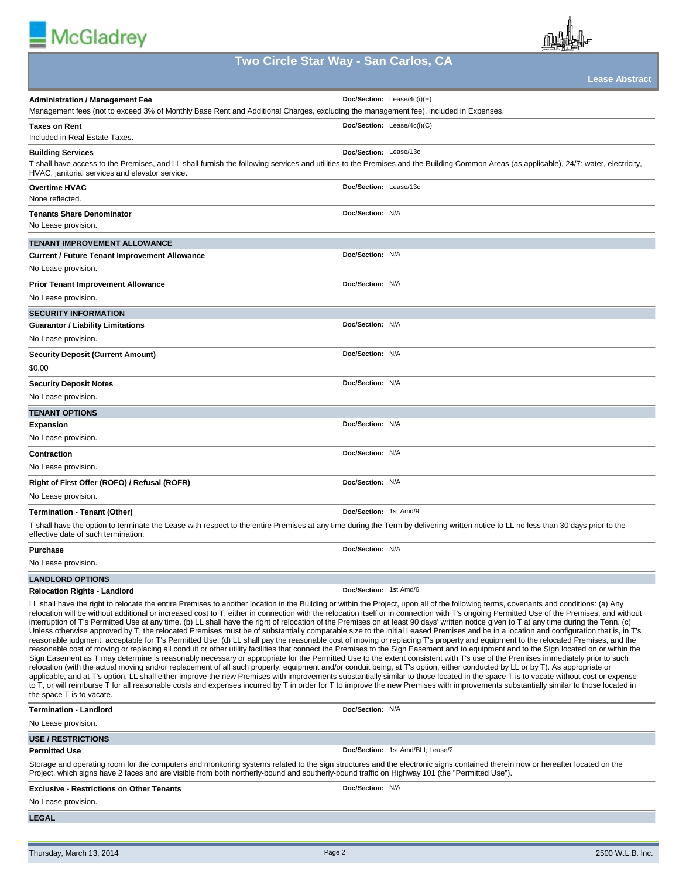# Two Circle Star Way - San Carlos, CA

**Lease Abstract**

**Administration / Management Fee** — **Doc/Section:** Lease/4c(i)(E)

Management fees (not to exceed 3% of Monthly Base Rent and Additional Charges, excluding the management fee), included in Expenses.

**Taxes on Rent** — **Doc/Section:** Lease/4c(i)(C)

Included in Real Estate Taxes.

**Building Services** — **Doc/Section:** Lease/13c

T shall have access to the Premises, and LL shall furnish the following services and utilities to the Premises and the Building Common Areas (as applicable), 24/7: water, electricity, HVAC, janitorial services and elevator service.

**Overtime HVAC** — **Doc/Section:** Lease/13c

None reflected.

**Tenants Share Denominator** — **Doc/Section:** N/A

No Lease provision.

## TENANT IMPROVEMENT ALLOWANCE

**Current / Future Tenant Improvement Allowance** — **Doc/Section:** N/A

No Lease provision.

**Prior Tenant Improvement Allowance** — **Doc/Section:** N/A

No Lease provision.

## SECURITY INFORMATION

**Guarantor / Liability Limitations** — **Doc/Section:** N/A

No Lease provision.

**Security Deposit (Current Amount)** — **Doc/Section:** N/A

$0.00

**Security Deposit Notes** — **Doc/Section:** N/A

No Lease provision.

## TENANT OPTIONS

**Expansion** — **Doc/Section:** N/A

No Lease provision.

**Contraction** — **Doc/Section:** N/A

No Lease provision.

**Right of First Offer (ROFO) / Refusal (ROFR)** — **Doc/Section:** N/A

No Lease provision.

**Termination - Tenant (Other)** — **Doc/Section:** 1st Amd/9

T shall have the option to terminate the Lease with respect to the entire Premises at any time during the Term by delivering written notice to LL no less than 30 days prior to the effective date of such termination.

**Purchase** — **Doc/Section:** N/A

No Lease provision.

## LANDLORD OPTIONS

**Relocation Rights - Landlord** — **Doc/Section:** 1st Amd/6

LL shall have the right to relocate the entire Premises to another location in the Building or within the Project, upon all of the following terms, covenants and conditions: (a) Any relocation will be without additional or increased cost to T, either in connection with the relocation itself or in connection with T's ongoing Permitted Use of the Premises, and without interruption of T's Permitted Use at any time. (b) LL shall have the right of relocation of the Premises on at least 90 days' written notice given to T at any time during the Tenn. (c) Unless otherwise approved by T, the relocated Premises must be of substantially comparable size to the initial Leased Premises and be in a location and configuration that is, in T's reasonable judgment, acceptable for T's Permitted Use. (d) LL shall pay the reasonable cost of moving or replacing T's property and equipment to the relocated Premises, and the reasonable cost of moving or replacing all conduit or other utility facilities that connect the Premises to the Sign Easement and to equipment and to the Sign located on or within the Sign Easement as T may determine is reasonably necessary or appropriate for the Permitted Use to the extent consistent with T's use of the Premises immediately prior to such relocation (with the actual moving and/or replacement of all such property, equipment and/or conduit being, at T's option, either conducted by LL or by T). As appropriate or applicable, and at T's option, LL shall either improve the new Premises with improvements substantially similar to those located in the space T is to vacate without cost or expense to T, or will reimburse T for all reasonable costs and expenses incurred by T in order for T to improve the new Premises with improvements substantially similar to those located in the space T is to vacate.

**Termination - Landlord** — **Doc/Section:** N/A

No Lease provision.

## USE / RESTRICTIONS

**Permitted Use** — **Doc/Section:** 1st Amd/BLI; Lease/2

Storage and operating room for the computers and monitoring systems related to the sign structures and the electronic signs contained therein now or hereafter located on the Project, which signs have 2 faces and are visible from both northerly-bound and southerly-bound traffic on Highway 101 (the "Permitted Use").

**Exclusive - Restrictions on Other Tenants** — **Doc/Section:** N/A

No Lease provision.

## LEGAL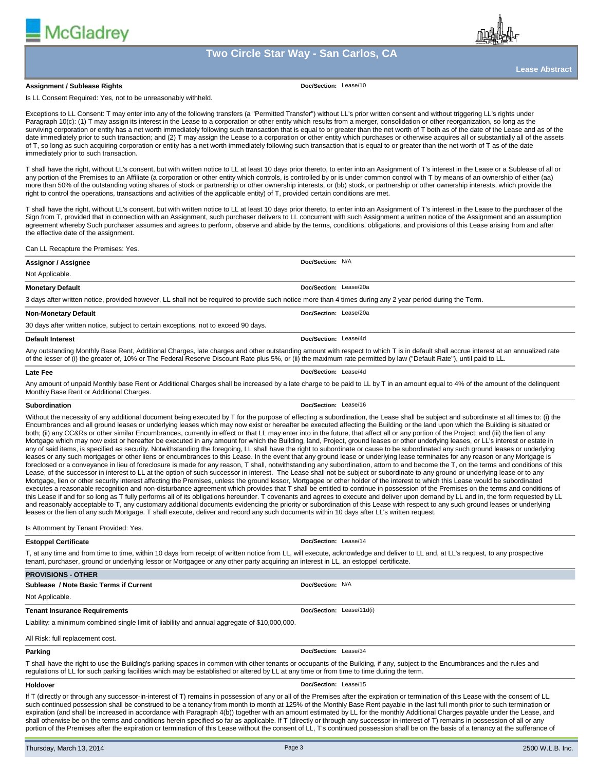**Assignment / Sublease Rights** — **Doc/Section:** Lease/10

Is LL Consent Required: Yes, not to be unreasonably withheld.

Exceptions to LL Consent: T may enter into any of the following transfers (a "Permitted Transfer") without LL's prior written consent and without triggering LL's rights under Paragraph 10(c): (1) T may assign its interest in the Lease to a corporation or other entity which results from a merger, consolidation or other reorganization, so long as the surviving corporation or entity has a net worth immediately following such transaction that is equal to or greater than the net worth of T both as of the date of the Lease and as of the date immediately prior to such transaction; and (2) T may assign the Lease to a corporation or other entity which purchases or otherwise acquires all or substantially all of the assets of T, so long as such acquiring corporation or entity has a net worth immediately following such transaction that is equal to or greater than the net worth of T as of the date immediately prior to such transaction.

T shall have the right, without LL's consent, but with written notice to LL at least 10 days prior thereto, to enter into an Assignment of T's interest in the Lease or a Sublease of all or any portion of the Premises to an Affiliate (a corporation or other entity which controls, is controlled by or is under common control with T by means of an ownership of either (aa) more than 50% of the outstanding voting shares of stock or partnership or other ownership interests, or (bb) stock, or partnership or other ownership interests, which provide the right to control the operations, transactions and activities of the applicable entity) of T, provided certain conditions are met.

T shall have the right, without LL's consent, but with written notice to LL at least 10 days prior thereto, to enter into an Assignment of T's interest in the Lease to the purchaser of the Sign from T, provided that in connection with an Assignment, such purchaser delivers to LL concurrent with such Assignment a written notice of the Assignment and an assumption agreement whereby Such purchaser assumes and agrees to perform, observe and abide by the terms, conditions, obligations, and provisions of this Lease arising from and after the effective date of the assignment.

Can LL Recapture the Premises: Yes.

**Assignor / Assignee** — **Doc/Section:** N/A

Not Applicable.

**Monetary Default** — **Doc/Section:** Lease/20a

3 days after written notice, provided however, LL shall not be required to provide such notice more than 4 times during any 2 year period during the Term.

**Non-Monetary Default** — **Doc/Section:** Lease/20a

30 days after written notice, subject to certain exceptions, not to exceed 90 days.

**Default Interest** — **Doc/Section:** Lease/4d

Any outstanding Monthly Base Rent, Additional Charges, late charges and other outstanding amount with respect to which T is in default shall accrue interest at an annualized rate of the lesser of (i) the greater of, 10% or The Federal Reserve Discount Rate plus 5%, or (ii) the maximum rate permitted by law ("Default Rate"), until paid to LL.

**Late Fee** — **Doc/Section:** Lease/4d

Any amount of unpaid Monthly base Rent or Additional Charges shall be increased by a late charge to be paid to LL by T in an amount equal to 4% of the amount of the delinquent Monthly Base Rent or Additional Charges.

**Subordination** — **Doc/Section:** Lease/16

Without the necessity of any additional document being executed by T for the purpose of effecting a subordination, the Lease shall be subject and subordinate at all times to: (i) the Encumbrances and all ground leases or underlying leases which may now exist or hereafter be executed affecting the Building or the land upon which the Building is situated or both; (ii) any CC&Rs or other similar Encumbrances, currently in effect or that LL may enter into in the future, that affect all or any portion of the Project; and (iii) the lien of any Mortgage which may now exist or hereafter be executed in any amount for which the Building, land, Project, ground leases or other underlying leases, or LL's interest or estate in any of said items, is specified as security. Notwithstanding the foregoing, LL shall have the right to subordinate or cause to be subordinated any such ground leases or underlying leases or any such mortgages or other liens or encumbrances to this Lease. In the event that any ground lease or underlying lease terminates for any reason or any Mortgage is foreclosed or a conveyance in lieu of foreclosure is made for any reason, T shall, notwithstanding any subordination, attorn to and become the T, on the terms and conditions of this Lease, of the successor in interest to LL at the option of such successor in interest. The Lease shall not be subject or subordinate to any ground or underlying lease or to any Mortgage, lien or other security interest affecting the Premises, unless the ground lessor, Mortgagee or other holder of the interest to which this Lease would be subordinated executes a reasonable recognition and non-disturbance agreement which provides that T shall be entitled to continue in possession of the Premises on the terms and conditions of this Lease if and for so long as T fully performs all of its obligations hereunder. T covenants and agrees to execute and deliver upon demand by LL and in, the form requested by LL and reasonably acceptable to T, any customary additional documents evidencing the priority or subordination of this Lease with respect to any such ground leases or underlying leases or the lien of any such Mortgage. T shall execute, deliver and record any such documents within 10 days after LL's written request.

Is Attornment by Tenant Provided: Yes.

**Estoppel Certificate** — **Doc/Section:** Lease/14

T, at any time and from time to time, within 10 days from receipt of written notice from LL, will execute, acknowledge and deliver to LL and, at LL's request, to any prospective tenant, purchaser, ground or underlying lessor or Mortgagee or any other party acquiring an interest in LL, an estoppel certificate.

## PROVISIONS - OTHER

**Sublease / Note Basic Terms if Current** — **Doc/Section:** N/A

Not Applicable.

**Tenant Insurance Requirements** — **Doc/Section:** Lease/11d(i)

Liability: a minimum combined single limit of liability and annual aggregate of $10,000,000.

All Risk: full replacement cost.

**Parking** — **Doc/Section:** Lease/34

T shall have the right to use the Building's parking spaces in common with other tenants or occupants of the Building, if any, subject to the Encumbrances and the rules and regulations of LL for such parking facilities which may be established or altered by LL at any time or from time to time during the term.

**Holdover** — **Doc/Section:** Lease/15

If T (directly or through any successor-in-interest of T) remains in possession of any or all of the Premises after the expiration or termination of this Lease with the consent of LL, such continued possession shall be construed to be a tenancy from month to month at 125% of the Monthly Base Rent payable in the last full month prior to such termination or expiration (and shall be increased in accordance with Paragraph 4(b)) together with an amount estimated by LL for the monthly Additional Charges payable under the Lease, and shall otherwise be on the terms and conditions herein specified so far as applicable. If T (directly or through any successor-in-interest of T) remains in possession of all or any portion of the Premises after the expiration or termination of this Lease without the consent of LL, T's continued possession shall be on the basis of a tenancy at the sufferance of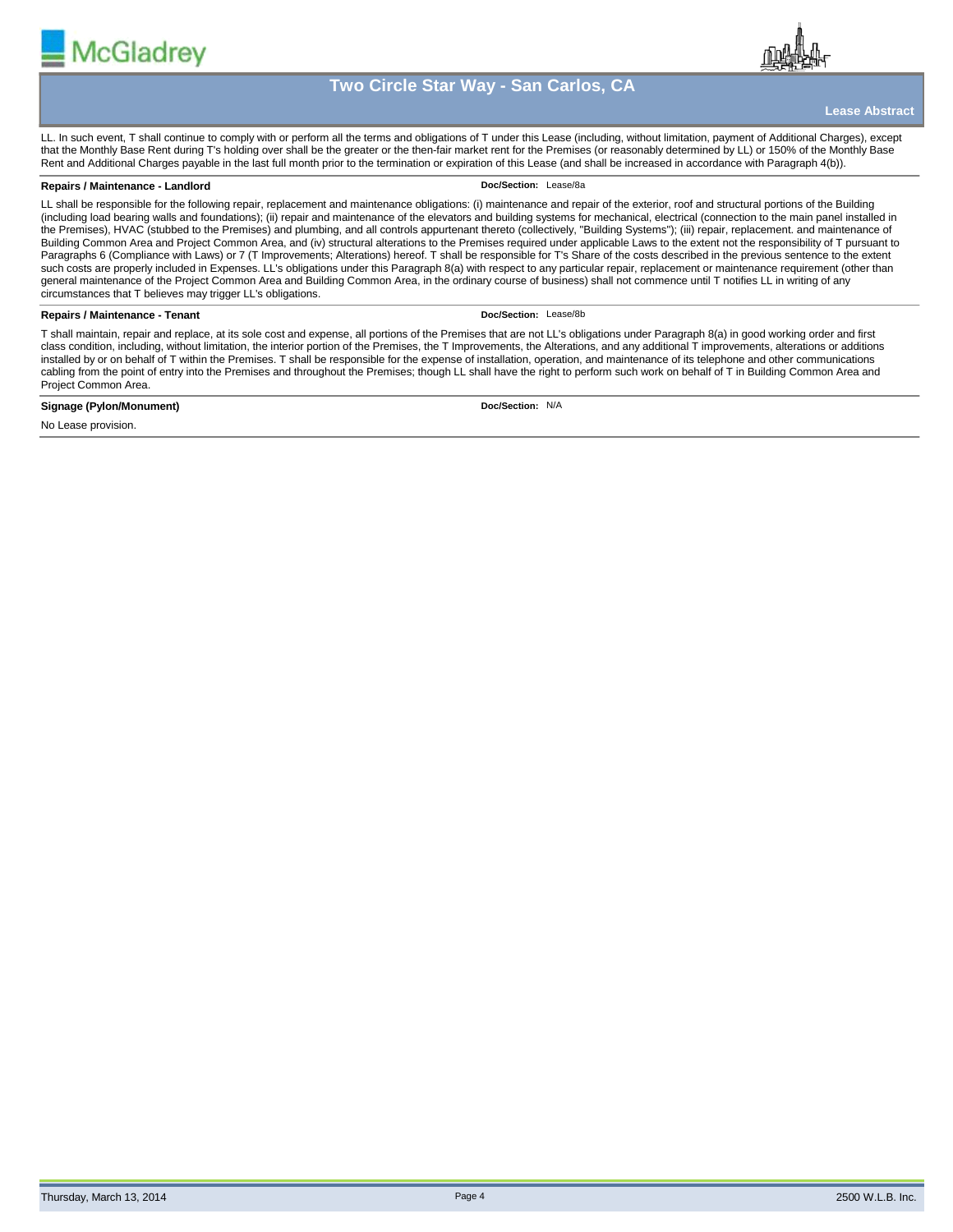LL. In such event, T shall continue to comply with or perform all the terms and obligations of T under this Lease (including, without limitation, payment of Additional Charges), except that the Monthly Base Rent during T's holding over shall be the greater or the then-fair market rent for the Premises (or reasonably determined by LL) or 150% of the Monthly Base Rent and Additional Charges payable in the last full month prior to the termination or expiration of this Lease (and shall be increased in accordance with Paragraph 4(b)).

**Repairs / Maintenance - Landlord** — **Doc/Section:** Lease/8a

LL shall be responsible for the following repair, replacement and maintenance obligations: (i) maintenance and repair of the exterior, roof and structural portions of the Building (including load bearing walls and foundations); (ii) repair and maintenance of the elevators and building systems for mechanical, electrical (connection to the main panel installed in the Premises), HVAC (stubbed to the Premises) and plumbing, and all controls appurtenant thereto (collectively, "Building Systems"); (iii) repair, replacement. and maintenance of Building Common Area and Project Common Area, and (iv) structural alterations to the Premises required under applicable Laws to the extent not the responsibility of T pursuant to Paragraphs 6 (Compliance with Laws) or 7 (T Improvements; Alterations) hereof. T shall be responsible for T's Share of the costs described in the previous sentence to the extent such costs are properly included in Expenses. LL's obligations under this Paragraph 8(a) with respect to any particular repair, replacement or maintenance requirement (other than general maintenance of the Project Common Area and Building Common Area, in the ordinary course of business) shall not commence until T notifies LL in writing of any circumstances that T believes may trigger LL's obligations.

**Repairs / Maintenance - Tenant** — **Doc/Section:** Lease/8b

T shall maintain, repair and replace, at its sole cost and expense, all portions of the Premises that are not LL's obligations under Paragraph 8(a) in good working order and first class condition, including, without limitation, the interior portion of the Premises, the T Improvements, the Alterations, and any additional T improvements, alterations or additions installed by or on behalf of T within the Premises. T shall be responsible for the expense of installation, operation, and maintenance of its telephone and other communications cabling from the point of entry into the Premises and throughout the Premises; though LL shall have the right to perform such work on behalf of T in Building Common Area and Project Common Area.

**Signage (Pylon/Monument)** — **Doc/Section:** N/A

No Lease provision.